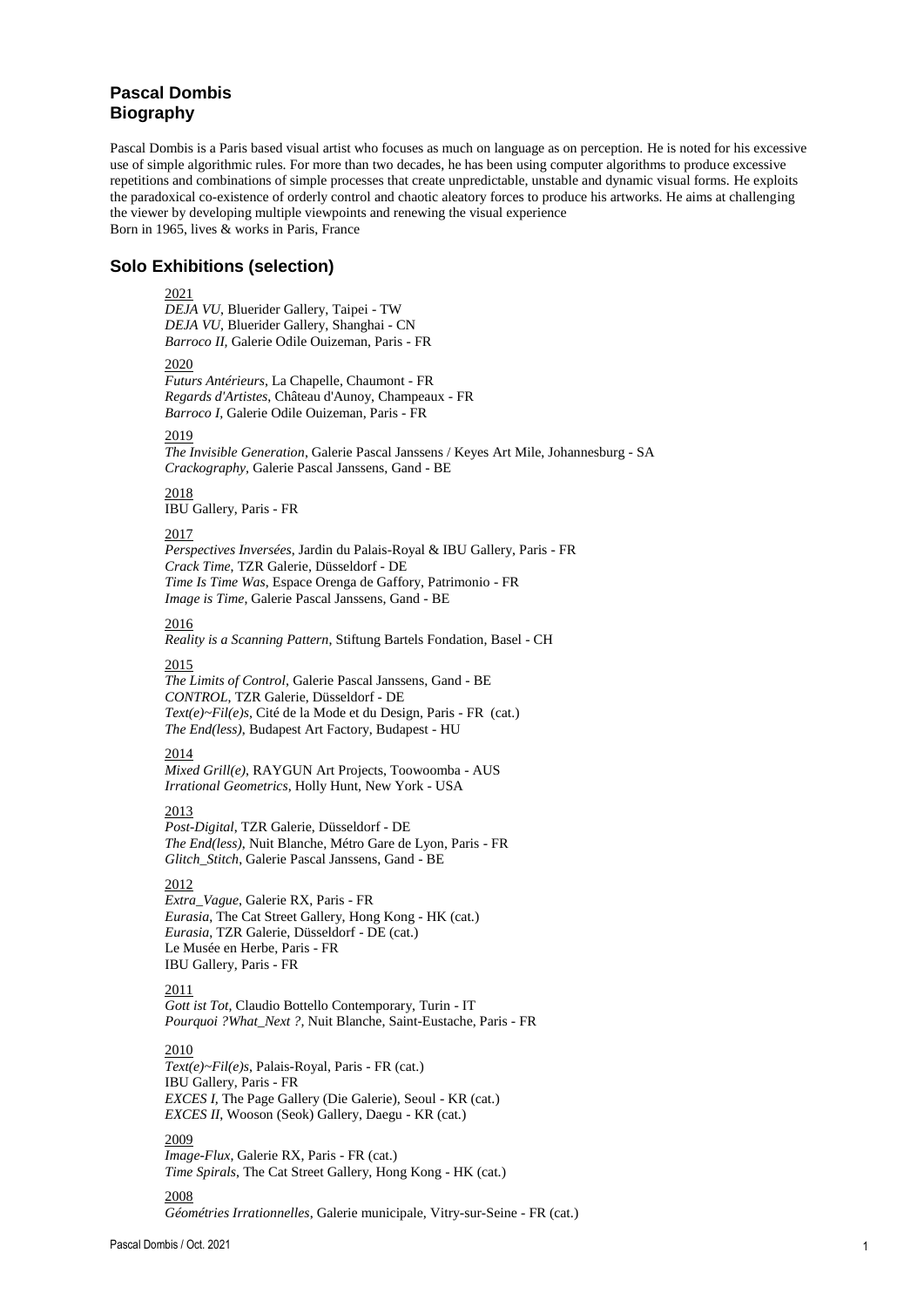# Pascal Dombis
# Biography

Pascal Dombis is a Paris based visual artist who focuses as much on language as on perception. He is noted for his excessive use of simple algorithmic rules. For more than two decades, he has been using computer algorithms to produce excessive repetitions and combinations of simple processes that create unpredictable, unstable and dynamic visual forms. He exploits the paradoxical co-existence of orderly control and chaotic aleatory forces to produce his artworks. He aims at challenging the viewer by developing multiple viewpoints and renewing the visual experience
Born in 1965, lives & works in Paris, France

## Solo Exhibitions (selection)

2021
*DEJA VU*, Bluerider Gallery, Taipei - TW
*DEJA VU*, Bluerider Gallery, Shanghai - CN
*Barroco II*, Galerie Odile Ouizeman, Paris - FR

2020
*Futurs Antérieurs*, La Chapelle, Chaumont - FR
*Regards d'Artistes*, Château d'Aunoy, Champeaux - FR
*Barroco I*, Galerie Odile Ouizeman, Paris - FR

2019
*The Invisible Generation*, Galerie Pascal Janssens / Keyes Art Mile, Johannesburg - SA
*Crackography*, Galerie Pascal Janssens, Gand - BE

2018
IBU Gallery, Paris - FR

2017
*Perspectives Inversées*, Jardin du Palais-Royal & IBU Gallery, Paris - FR
*Crack Time*, TZR Galerie, Düsseldorf - DE
*Time Is Time Was*, Espace Orenga de Gaffory, Patrimonio - FR
*Image is Time*, Galerie Pascal Janssens, Gand - BE

2016
*Reality is a Scanning Pattern*, Stiftung Bartels Fondation, Basel - CH

2015
*The Limits of Control*, Galerie Pascal Janssens, Gand - BE
*CONTROL*, TZR Galerie, Düsseldorf - DE
*Text(e)~Fil(e)s*, Cité de la Mode et du Design, Paris - FR (cat.)
*The End(less)*, Budapest Art Factory, Budapest - HU

2014
*Mixed Grill(e)*, RAYGUN Art Projects, Toowoomba - AUS
*Irrational Geometrics*, Holly Hunt, New York - USA

2013
*Post-Digital*, TZR Galerie, Düsseldorf - DE
*The End(less)*, Nuit Blanche, Métro Gare de Lyon, Paris - FR
*Glitch_Stitch*, Galerie Pascal Janssens, Gand - BE

2012
*Extra_Vague*, Galerie RX, Paris - FR
*Eurasia*, The Cat Street Gallery, Hong Kong - HK (cat.)
*Eurasia*, TZR Galerie, Düsseldorf - DE (cat.)
Le Musée en Herbe, Paris - FR
IBU Gallery, Paris - FR

2011
*Gott ist Tot*, Claudio Bottello Contemporary, Turin - IT
*Pourquoi ?What_Next ?*, Nuit Blanche, Saint-Eustache, Paris - FR

2010
*Text(e)~Fil(e)s*, Palais-Royal, Paris - FR (cat.)
IBU Gallery, Paris - FR
*EXCES I*, The Page Gallery (Die Galerie), Seoul - KR (cat.)
*EXCES II*, Wooson (Seok) Gallery, Daegu - KR (cat.)

2009
*Image-Flux*, Galerie RX, Paris - FR (cat.)
*Time Spirals*, The Cat Street Gallery, Hong Kong - HK (cat.)

2008
*Géométries Irrationnelles*, Galerie municipale, Vitry-sur-Seine - FR (cat.)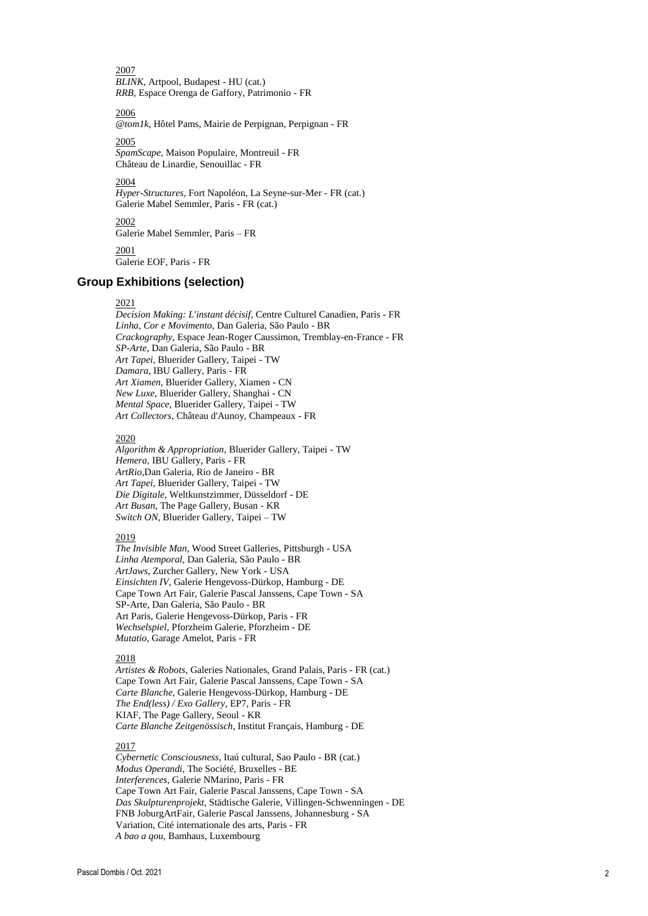2007
*BLINK*, Artpool, Budapest - HU (cat.)
*RRB*, Espace Orenga de Gaffory, Patrimonio - FR

2006
*@tom1k*, Hôtel Pams, Mairie de Perpignan, Perpignan - FR

2005
*SpamScape*, Maison Populaire, Montreuil - FR
Château de Linardie, Senouillac - FR

2004
*Hyper-Structures*, Fort Napoléon, La Seyne-sur-Mer - FR (cat.)
Galerie Mabel Semmler, Paris - FR (cat.)

2002
Galerie Mabel Semmler, Paris – FR

2001
Galerie EOF, Paris - FR

## Group Exhibitions (selection)

2021
*Decision Making: L'instant décisif,* Centre Culturel Canadien, Paris - FR
*Linha, Cor e Movimento*, Dan Galeria, São Paulo - BR
*Crackography*, Espace Jean-Roger Caussimon, Tremblay-en-France - FR
*SP-Arte*, Dan Galeria, São Paulo - BR
*Art Tapei*, Bluerider Gallery, Taipei - TW
*Damara*, IBU Gallery, Paris - FR
*Art Xiamen*, Bluerider Gallery, Xiamen - CN
*New Luxe*, Bluerider Gallery, Shanghai - CN
*Mental Space*, Bluerider Gallery, Taipei - TW
*Art Collectors*, Château d'Aunoy, Champeaux - FR

2020
*Algorithm & Appropriation,* Bluerider Gallery, Taipei - TW
*Hemera*, IBU Gallery, Paris - FR
*ArtRio*,Dan Galeria, Rio de Janeiro - BR
*Art Tapei*, Bluerider Gallery, Taipei - TW
*Die Digitale*, Weltkunstzimmer, Düsseldorf - DE
*Art Busan*, The Page Gallery, Busan - KR
*Switch ON*, Bluerider Gallery, Taipei – TW

2019
*The Invisible Man,* Wood Street Galleries, Pittsburgh - USA
*Linha Atemporal*, Dan Galeria, São Paulo - BR
*ArtJaws*, Zurcher Gallery, New York - USA
*Einsichten IV*, Galerie Hengevoss-Dürkop, Hamburg - DE
Cape Town Art Fair, Galerie Pascal Janssens, Cape Town - SA
SP-Arte, Dan Galeria, São Paulo - BR
Art Paris, Galerie Hengevoss-Dürkop, Paris - FR
*Wechselspiel*, Pforzheim Galerie, Pforzheim - DE
*Mutatio*, Garage Amelot, Paris - FR

2018
*Artistes & Robots,* Galeries Nationales, Grand Palais, Paris - FR (cat.)
Cape Town Art Fair, Galerie Pascal Janssens, Cape Town - SA
*Carte Blanche*, Galerie Hengevoss-Dürkop, Hamburg - DE
*The End(less) / Exo Gallery*, EP7, Paris - FR
KIAF, The Page Gallery, Seoul - KR
*Carte Blanche Zeitgenössisch*, Institut Français, Hamburg - DE

2017
*Cybernetic Consciousness*, Itaú cultural, Sao Paulo - BR (cat.)
*Modus Operandi*, The Société, Bruxelles - BE
*Interferences*, Galerie NMarino, Paris - FR
Cape Town Art Fair, Galerie Pascal Janssens, Cape Town - SA
*Das Skulpturenprojekt*, Städtische Galerie, Villingen-Schwenningen - DE
FNB JoburgArtFair, Galerie Pascal Janssens, Johannesburg - SA
Variation, Cité internationale des arts, Paris - FR
*A bao a qou*, Bamhaus, Luxembourg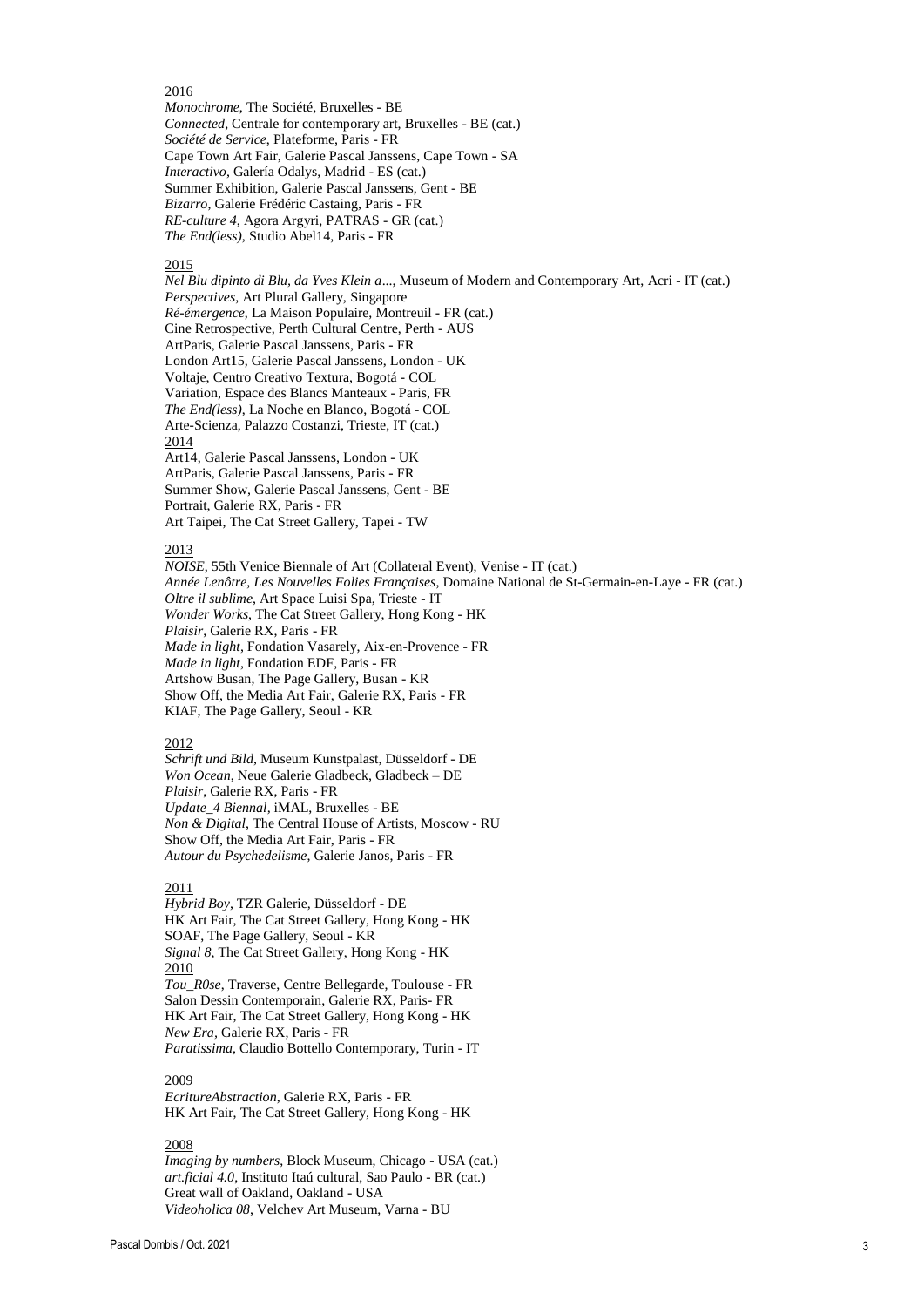2016

*Monochrome*, The Société, Bruxelles - BE
*Connected*, Centrale for contemporary art, Bruxelles - BE (cat.)
*Société de Service*, Plateforme, Paris - FR
Cape Town Art Fair, Galerie Pascal Janssens, Cape Town - SA
*Interactivo*, Galería Odalys, Madrid - ES (cat.)
Summer Exhibition, Galerie Pascal Janssens, Gent - BE
*Bizarro*, Galerie Frédéric Castaing, Paris - FR
*RE-culture 4*, Agora Argyri, PATRAS - GR (cat.)
*The End(less)*, Studio Abel14, Paris - FR

2015

*Nel Blu dipinto di Blu, da Yves Klein a...*, Museum of Modern and Contemporary Art, Acri - IT (cat.)
*Perspectives*, Art Plural Gallery, Singapore
*Ré-émergence*, La Maison Populaire, Montreuil - FR (cat.)
Cine Retrospective, Perth Cultural Centre, Perth - AUS
ArtParis, Galerie Pascal Janssens, Paris - FR
London Art15, Galerie Pascal Janssens, London - UK
Voltaje, Centro Creativo Textura, Bogotá - COL
Variation, Espace des Blancs Manteaux - Paris, FR
*The End(less)*, La Noche en Blanco, Bogotá - COL
Arte-Scienza, Palazzo Costanzi, Trieste, IT (cat.)

2014

Art14, Galerie Pascal Janssens, London - UK
ArtParis, Galerie Pascal Janssens, Paris - FR
Summer Show, Galerie Pascal Janssens, Gent - BE
Portrait, Galerie RX, Paris - FR
Art Taipei, The Cat Street Gallery, Tapei - TW

2013

*NOISE*, 55th Venice Biennale of Art (Collateral Event), Venise - IT (cat.)
*Année Lenôtre, Les Nouvelles Folies Françaises*, Domaine National de St-Germain-en-Laye - FR (cat.)
*Oltre il sublime*, Art Space Luisi Spa, Trieste - IT
*Wonder Works*, The Cat Street Gallery, Hong Kong - HK
*Plaisir*, Galerie RX, Paris - FR
*Made in light*, Fondation Vasarely, Aix-en-Provence - FR
*Made in light*, Fondation EDF, Paris - FR
Artshow Busan, The Page Gallery, Busan - KR
Show Off, the Media Art Fair, Galerie RX, Paris - FR
KIAF, The Page Gallery, Seoul - KR

2012

*Schrift und Bild*, Museum Kunstpalast, Düsseldorf - DE
*Won Ocean*, Neue Galerie Gladbeck, Gladbeck – DE
*Plaisir*, Galerie RX, Paris - FR
*Update_4 Biennal*, iMAL, Bruxelles - BE
*Non & Digital*, The Central House of Artists, Moscow - RU
Show Off, the Media Art Fair, Paris - FR
*Autour du Psychedelisme*, Galerie Janos, Paris - FR

2011

*Hybrid Boy*, TZR Galerie, Düsseldorf - DE
HK Art Fair, The Cat Street Gallery, Hong Kong - HK
SOAF, The Page Gallery, Seoul - KR
*Signal 8*, The Cat Street Gallery, Hong Kong - HK

2010

*Tou_R0se*, Traverse, Centre Bellegarde, Toulouse - FR
Salon Dessin Contemporain, Galerie RX, Paris- FR
HK Art Fair, The Cat Street Gallery, Hong Kong - HK
*New Era*, Galerie RX, Paris - FR
*Paratissima*, Claudio Bottello Contemporary, Turin - IT

2009

*EcritureAbstraction*, Galerie RX, Paris - FR
HK Art Fair, The Cat Street Gallery, Hong Kong - HK

2008

*Imaging by numbers*, Block Museum, Chicago - USA (cat.)
*art.ficial 4.0*, Instituto Itaú cultural, Sao Paulo - BR (cat.)
Great wall of Oakland, Oakland - USA
*Videoholica 08*, Velchev Art Museum, Varna - BU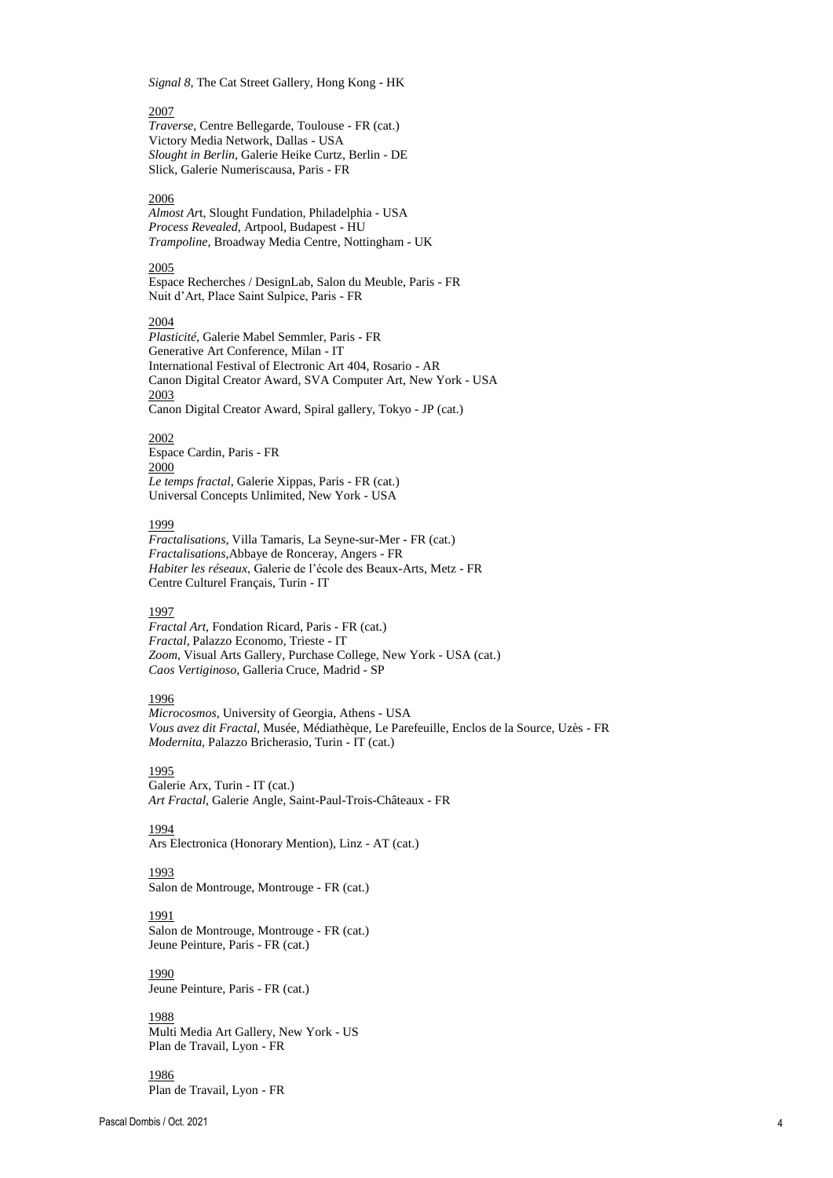*Signal 8*, The Cat Street Gallery, Hong Kong - HK

2007

*Traverse*, Centre Bellegarde, Toulouse - FR (cat.)
Victory Media Network, Dallas - USA
*Slought in Berlin*, Galerie Heike Curtz, Berlin - DE
Slick, Galerie Numeriscausa, Paris - FR

2006

*Almost Art*, Slought Fundation, Philadelphia - USA
*Process Revealed*, Artpool, Budapest - HU
*Trampoline*, Broadway Media Centre, Nottingham - UK

2005

Espace Recherches / DesignLab, Salon du Meuble, Paris - FR
Nuit d'Art, Place Saint Sulpice, Paris - FR

2004

*Plasticité*, Galerie Mabel Semmler, Paris - FR
Generative Art Conference, Milan - IT
International Festival of Electronic Art 404, Rosario - AR
Canon Digital Creator Award, SVA Computer Art, New York - USA

2003

Canon Digital Creator Award, Spiral gallery, Tokyo - JP (cat.)

2002

Espace Cardin, Paris - FR

2000

*Le temps fractal*, Galerie Xippas, Paris - FR (cat.)
Universal Concepts Unlimited, New York - USA

1999

*Fractalisations*, Villa Tamaris, La Seyne-sur-Mer - FR (cat.)
*Fractalisations*,Abbaye de Ronceray, Angers - FR
*Habiter les réseaux*, Galerie de l'école des Beaux-Arts, Metz - FR
Centre Culturel Français, Turin - IT

1997

*Fractal Art*, Fondation Ricard, Paris - FR (cat.)
*Fractal*, Palazzo Economo, Trieste - IT
*Zoom*, Visual Arts Gallery, Purchase College, New York - USA (cat.)
*Caos Vertiginoso*, Galleria Cruce, Madrid - SP

1996

*Microcosmos*, University of Georgia, Athens - USA
*Vous avez dit Fractal*, Musée, Médiathèque, Le Parefeuille, Enclos de la Source, Uzès - FR
*Modernita*, Palazzo Bricherasio, Turin - IT (cat.)

1995

Galerie Arx, Turin - IT (cat.)
*Art Fractal*, Galerie Angle, Saint-Paul-Trois-Châteaux - FR

1994

Ars Electronica (Honorary Mention), Linz - AT (cat.)

1993

Salon de Montrouge, Montrouge - FR (cat.)

1991

Salon de Montrouge, Montrouge - FR (cat.)
Jeune Peinture, Paris - FR (cat.)

1990

Jeune Peinture, Paris - FR (cat.)

1988

Multi Media Art Gallery, New York - US
Plan de Travail, Lyon - FR

1986

Plan de Travail, Lyon - FR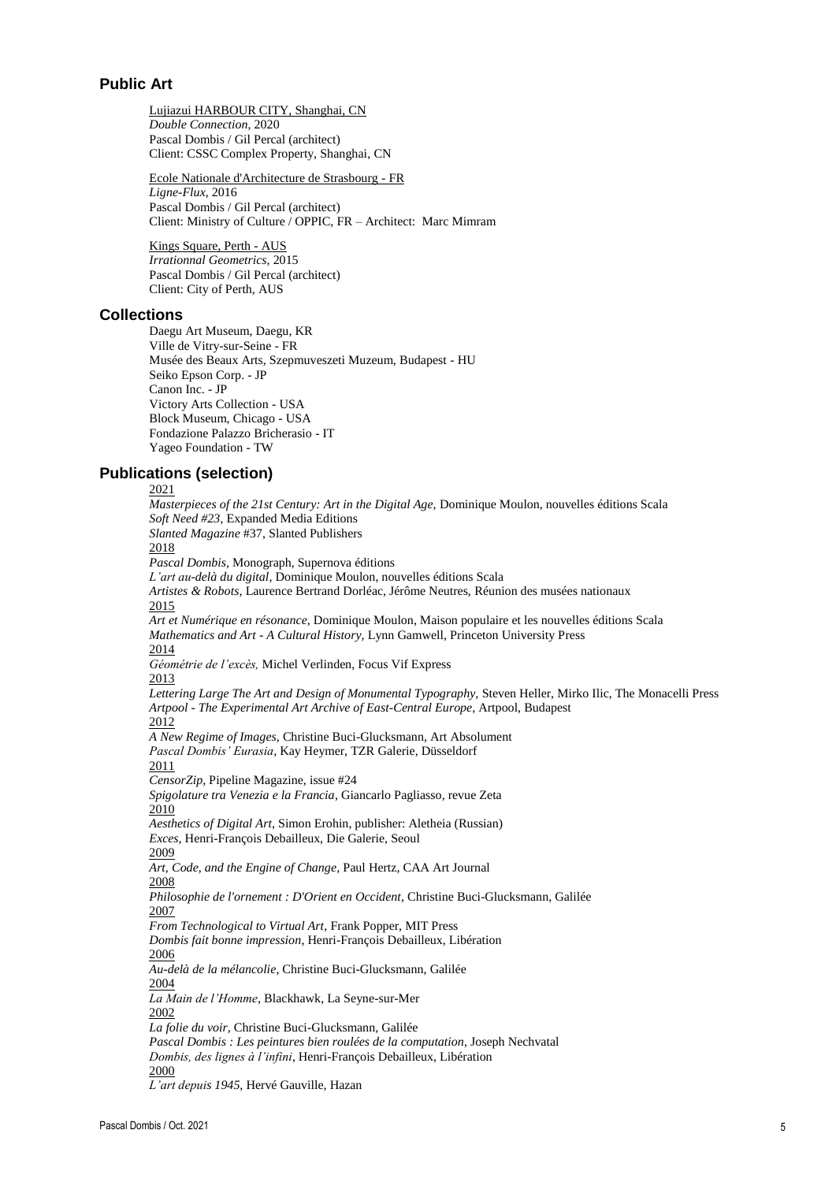## Public Art

Lujiazui HARBOUR CITY, Shanghai, CN
*Double Connection,* 2020
Pascal Dombis / Gil Percal (architect)
Client: CSSC Complex Property, Shanghai, CN

Ecole Nationale d'Architecture de Strasbourg - FR
*Ligne-Flux*, 2016
Pascal Dombis / Gil Percal (architect)
Client: Ministry of Culture / OPPIC, FR – Architect: Marc Mimram

Kings Square, Perth - AUS
*Irrationnal Geometrics*, 2015
Pascal Dombis / Gil Percal (architect)
Client: City of Perth, AUS

## Collections

Daegu Art Museum, Daegu, KR
Ville de Vitry-sur-Seine - FR
Musée des Beaux Arts, Szepmuveszeti Muzeum, Budapest - HU
Seiko Epson Corp. - JP
Canon Inc. - JP
Victory Arts Collection - USA
Block Museum, Chicago - USA
Fondazione Palazzo Bricherasio - IT
Yageo Foundation - TW

## Publications (selection)

2021
*Masterpieces of the 21st Century: Art in the Digital Age,* Dominique Moulon, nouvelles éditions Scala
*Soft Need #23*, Expanded Media Editions
*Slanted Magazine* #37, Slanted Publishers
2018
*Pascal Dombis*, Monograph, Supernova éditions
*L'art au-delà du digital,* Dominique Moulon, nouvelles éditions Scala
*Artistes & Robots,* Laurence Bertrand Dorléac, Jérôme Neutres, Réunion des musées nationaux
2015
*Art et Numérique en résonance,* Dominique Moulon, Maison populaire et les nouvelles éditions Scala
*Mathematics and Art - A Cultural History,* Lynn Gamwell, Princeton University Press
2014
*Géométrie de l'excès,* Michel Verlinden, Focus Vif Express
2013
*Lettering Large The Art and Design of Monumental Typography*, Steven Heller, Mirko Ilic, The Monacelli Press
*Artpool - The Experimental Art Archive of East-Central Europe*, Artpool, Budapest
2012
*A New Regime of Images*, Christine Buci-Glucksmann, Art Absolument
*Pascal Dombis' Eurasia*, Kay Heymer, TZR Galerie, Düsseldorf
2011
*CensorZip*, Pipeline Magazine, issue #24
*Spigolature tra Venezia e la Francia*, Giancarlo Pagliasso, revue Zeta
2010
*Aesthetics of Digital Art*, Simon Erohin, publisher: Aletheia (Russian)
*Exces*, Henri-François Debailleux, Die Galerie, Seoul
2009
*Art, Code, and the Engine of Change*, Paul Hertz, CAA Art Journal
2008
*Philosophie de l'ornement : D'Orient en Occident*, Christine Buci-Glucksmann, Galilée
2007
*From Technological to Virtual Art*, Frank Popper, MIT Press
*Dombis fait bonne impression*, Henri-François Debailleux, Libération
2006
*Au-delà de la mélancolie*, Christine Buci-Glucksmann, Galilée
2004
*La Main de l'Homme*, Blackhawk, La Seyne-sur-Mer
2002
*La folie du voir*, Christine Buci-Glucksmann, Galilée
*Pascal Dombis : Les peintures bien roulées de la computation*, Joseph Nechvatal
*Dombis, des lignes à l'infini*, Henri-François Debailleux, Libération
2000
*L'art depuis 1945*, Hervé Gauville, Hazan